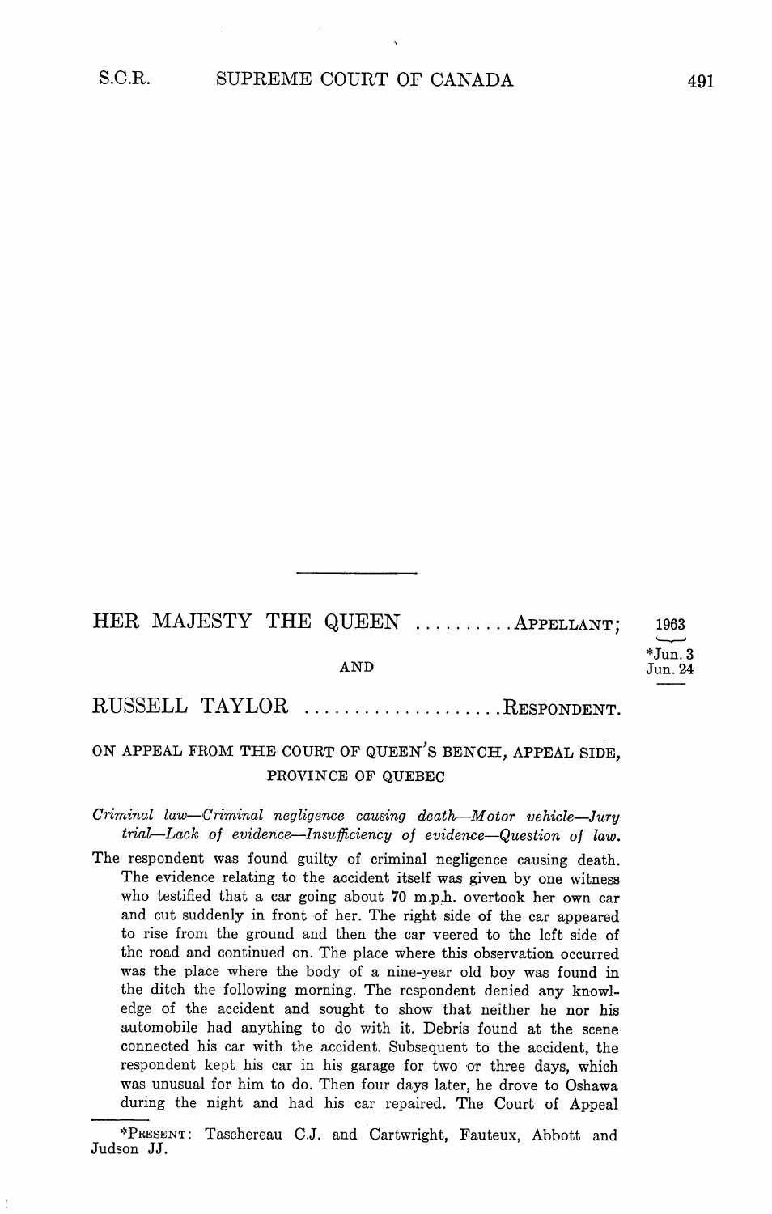HER MAJESTY THE QUEEN ..........APPELLANT;

AND

RUSSELL TAYLOR ....................RESPONDENT.

1963

*Jun. 3
Jun. 24

ON APPEAL FROM THE COURT OF QUEEN'S BENCH, APPEAL SIDE, PROVINCE OF QUEBEC

*Criminal law—Criminal negligence causing death—Motor vehicle—Jury trial—Lack of evidence—Insufficiency of evidence—Question of law.*

The respondent was found guilty of criminal negligence causing death. The evidence relating to the accident itself was given by one witness who testified that a car going about 70 m.p.h. overtook her own car and cut suddenly in front of her. The right side of the car appeared to rise from the ground and then the car veered to the left side of the road and continued on. The place where this observation occurred was the place where the body of a nine-year old boy was found in the ditch the following morning. The respondent denied any knowledge of the accident and sought to show that neither he nor his automobile had anything to do with it. Debris found at the scene connected his car with the accident. Subsequent to the accident, the respondent kept his car in his garage for two or three days, which was unusual for him to do. Then four days later, he drove to Oshawa during the night and had his car repaired. The Court of Appeal

*PRESENT: Taschereau C.J. and Cartwright, Fauteux, Abbott and Judson JJ.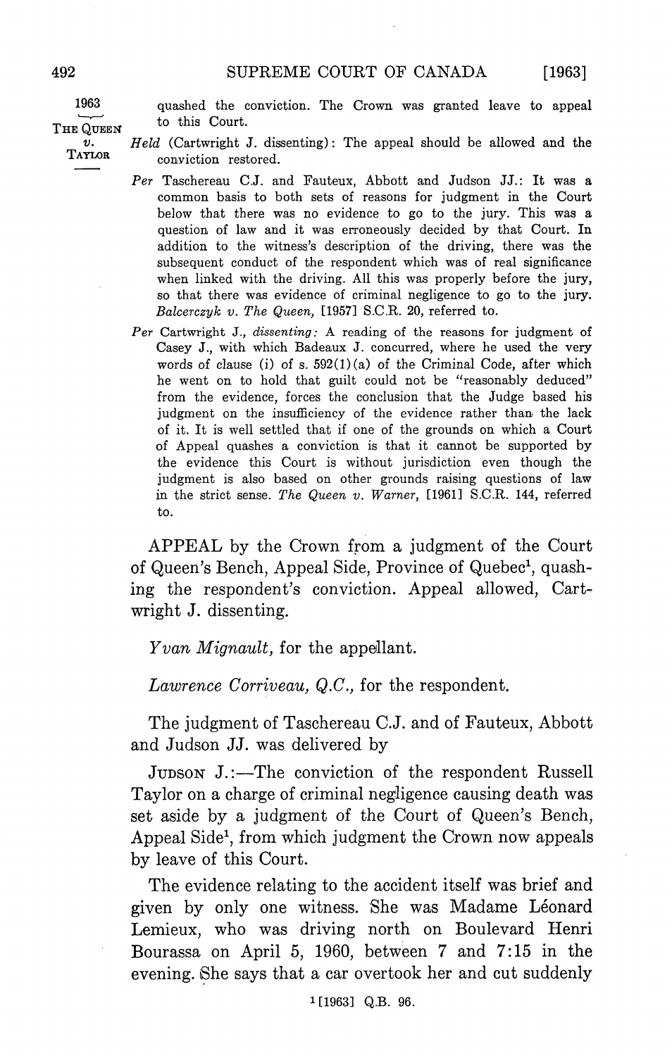quashed the conviction. The Crown was granted leave to appeal to this Court.

*Held* (Cartwright J. dissenting): The appeal should be allowed and the conviction restored.

*Per* Taschereau C.J. and Fauteux, Abbott and Judson JJ.: It was a common basis to both sets of reasons for judgment in the Court below that there was no evidence to go to the jury. This was a question of law and it was erroneously decided by that Court. In addition to the witness's description of the driving, there was the subsequent conduct of the respondent which was of real significance when linked with the driving. All this was properly before the jury, so that there was evidence of criminal negligence to go to the jury. *Balcerczyk v. The Queen,* [1957] S.C.R. 20, referred to.

*Per* Cartwright J., *dissenting:* A reading of the reasons for judgment of Casey J., with which Badeaux J. concurred, where he used the very words of clause (i) of s. 592(1)(a) of the Criminal Code, after which he went on to hold that guilt could not be "reasonably deduced" from the evidence, forces the conclusion that the Judge based his judgment on the insufficiency of the evidence rather than the lack of it. It is well settled that if one of the grounds on which a Court of Appeal quashes a conviction is that it cannot be supported by the evidence this Court is without jurisdiction even though the judgment is also based on other grounds raising questions of law in the strict sense. *The Queen v. Warner,* [1961] S.C.R. 144, referred to.

APPEAL by the Crown from a judgment of the Court of Queen's Bench, Appeal Side, Province of Quebec[1], quashing the respondent's conviction. Appeal allowed, Cartwright J. dissenting.

*Yvan Mignault,* for the appellant.

*Lawrence Corriveau, Q.C.,* for the respondent.

The judgment of Taschereau C.J. and of Fauteux, Abbott and Judson JJ. was delivered by

JUDSON J.:—The conviction of the respondent Russell Taylor on a charge of criminal negligence causing death was set aside by a judgment of the Court of Queen's Bench, Appeal Side[1], from which judgment the Crown now appeals by leave of this Court.

The evidence relating to the accident itself was brief and given by only one witness. She was Madame Léonard Lemieux, who was driving north on Boulevard Henri Bourassa on April 5, 1960, between 7 and 7:15 in the evening. She says that a car overtook her and cut suddenly

[1] [1963] Q.B. 96.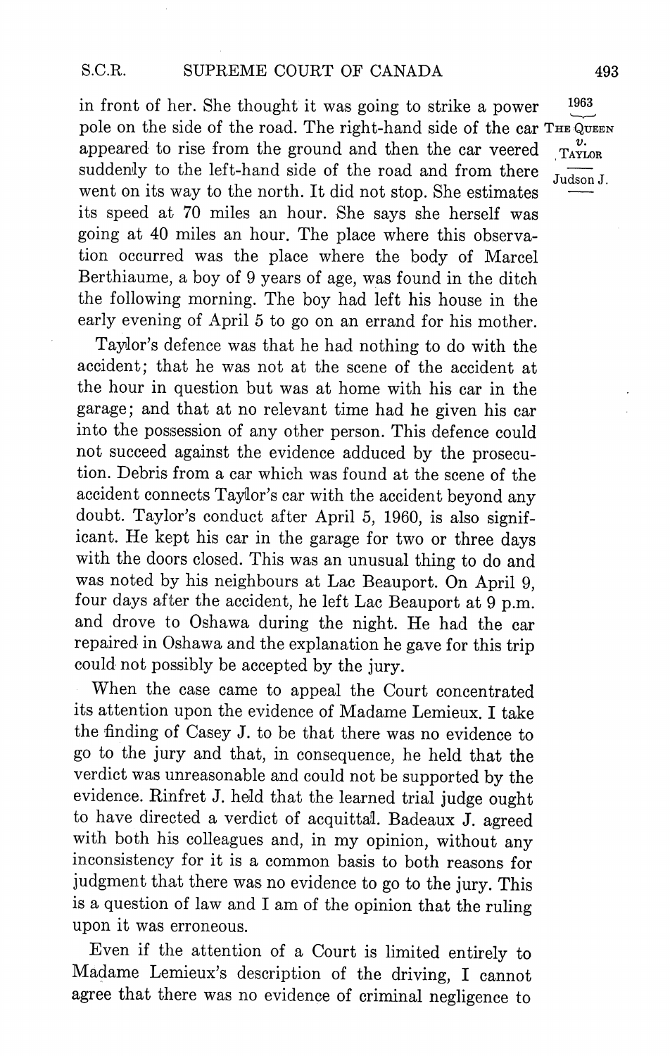in front of her. She thought it was going to strike a power pole on the side of the road. The right-hand side of the car appeared to rise from the ground and then the car veered suddenly to the left-hand side of the road and from there went on its way to the north. It did not stop. She estimates its speed at 70 miles an hour. She says she herself was going at 40 miles an hour. The place where this observation occurred was the place where the body of Marcel Berthiaume, a boy of 9 years of age, was found in the ditch the following morning. The boy had left his house in the early evening of April 5 to go on an errand for his mother.

Taylor's defence was that he had nothing to do with the accident; that he was not at the scene of the accident at the hour in question but was at home with his car in the garage; and that at no relevant time had he given his car into the possession of any other person. This defence could not succeed against the evidence adduced by the prosecution. Debris from a car which was found at the scene of the accident connects Taylor's car with the accident beyond any doubt. Taylor's conduct after April 5, 1960, is also significant. He kept his car in the garage for two or three days with the doors closed. This was an unusual thing to do and was noted by his neighbours at Lac Beauport. On April 9, four days after the accident, he left Lac Beauport at 9 p.m. and drove to Oshawa during the night. He had the car repaired in Oshawa and the explanation he gave for this trip could not possibly be accepted by the jury.

When the case came to appeal the Court concentrated its attention upon the evidence of Madame Lemieux. I take the finding of Casey J. to be that there was no evidence to go to the jury and that, in consequence, he held that the verdict was unreasonable and could not be supported by the evidence. Rinfret J. held that the learned trial judge ought to have directed a verdict of acquittal. Badeaux J. agreed with both his colleagues and, in my opinion, without any inconsistency for it is a common basis to both reasons for judgment that there was no evidence to go to the jury. This is a question of law and I am of the opinion that the ruling upon it was erroneous.

Even if the attention of a Court is limited entirely to Madame Lemieux's description of the driving, I cannot agree that there was no evidence of criminal negligence to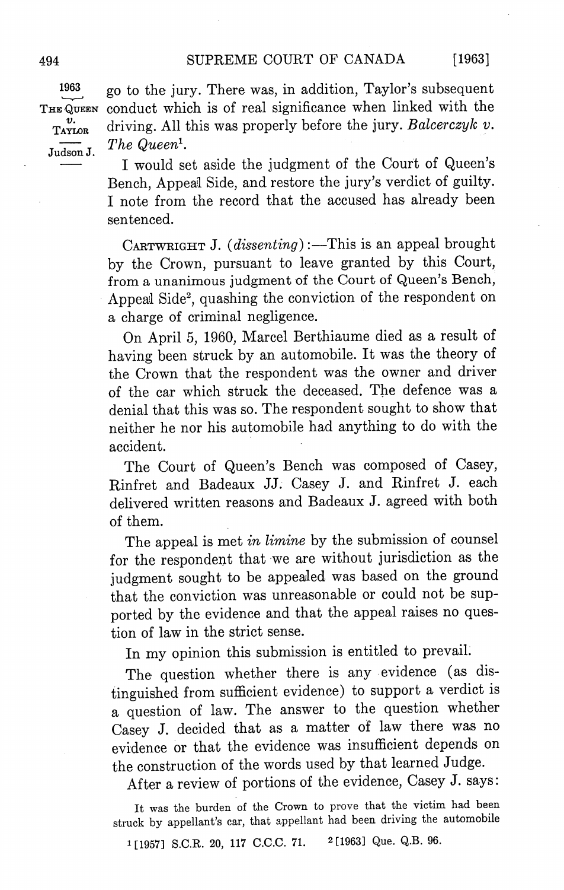go to the jury. There was, in addition, Taylor's subsequent conduct which is of real significance when linked with the driving. All this was properly before the jury. *Balcerczyk v. The Queen*[1].

I would set aside the judgment of the Court of Queen's Bench, Appeal Side, and restore the jury's verdict of guilty. I note from the record that the accused has already been sentenced.

CARTWRIGHT J. (*dissenting*):—This is an appeal brought by the Crown, pursuant to leave granted by this Court, from a unanimous judgment of the Court of Queen's Bench, Appeal Side[2], quashing the conviction of the respondent on a charge of criminal negligence.

On April 5, 1960, Marcel Berthiaume died as a result of having been struck by an automobile. It was the theory of the Crown that the respondent was the owner and driver of the car which struck the deceased. The defence was a denial that this was so. The respondent sought to show that neither he nor his automobile had anything to do with the accident.

The Court of Queen's Bench was composed of Casey, Rinfret and Badeaux JJ. Casey J. and Rinfret J. each delivered written reasons and Badeaux J. agreed with both of them.

The appeal is met *in limine* by the submission of counsel for the respondent that we are without jurisdiction as the judgment sought to be appealed was based on the ground that the conviction was unreasonable or could not be supported by the evidence and that the appeal raises no question of law in the strict sense.

In my opinion this submission is entitled to prevail.

The question whether there is any evidence (as distinguished from sufficient evidence) to support a verdict is a question of law. The answer to the question whether Casey J. decided that as a matter of law there was no evidence or that the evidence was insufficient depends on the construction of the words used by that learned Judge.

After a review of portions of the evidence, Casey J. says:

> It was the burden of the Crown to prove that the victim had been struck by appellant's car, that appellant had been driving the automobile

[1] [1957] S.C.R. 20, 117 C.C.C. 71. [2] [1963] Que. Q.B. 96.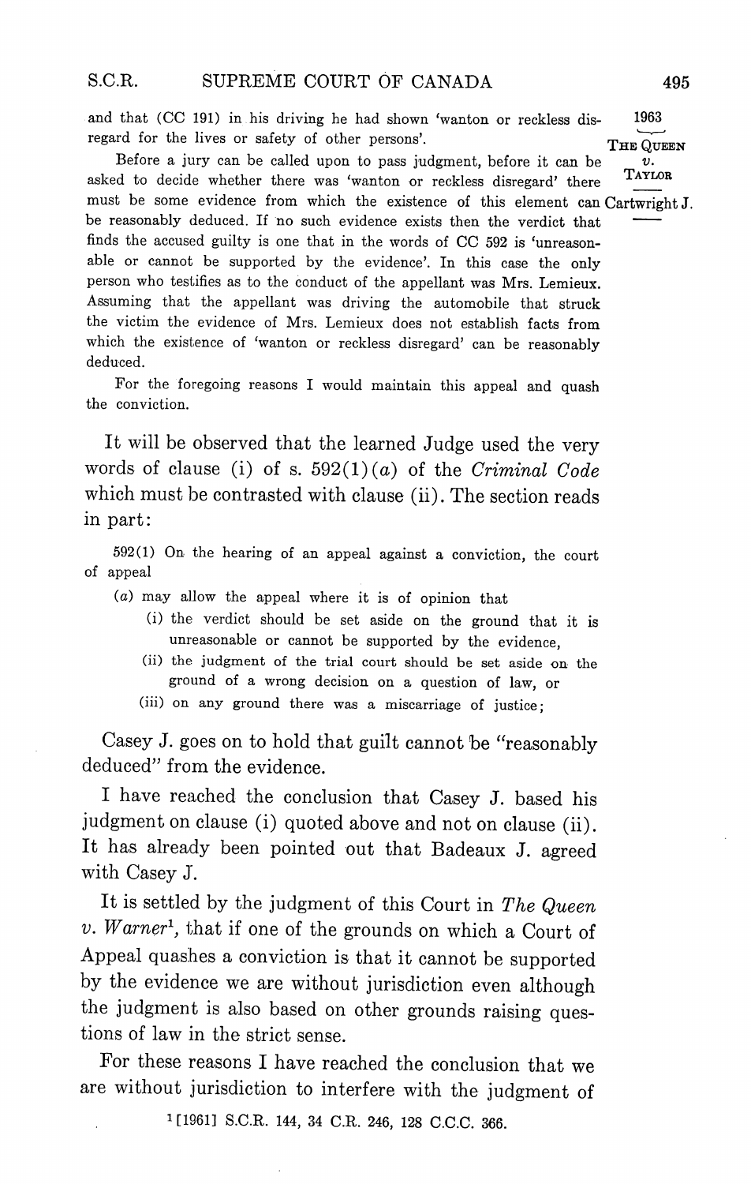and that (CC 191) in his driving he had shown 'wanton or reckless disregard for the lives or safety of other persons'.

Before a jury can be called upon to pass judgment, before it can be asked to decide whether there was 'wanton or reckless disregard' there must be some evidence from which the existence of this element can be reasonably deduced. If no such evidence exists then the verdict that finds the accused guilty is one that in the words of CC 592 is 'unreasonable or cannot be supported by the evidence'. In this case the only person who testifies as to the conduct of the appellant was Mrs. Lemieux. Assuming that the appellant was driving the automobile that struck the victim the evidence of Mrs. Lemieux does not establish facts from which the existence of 'wanton or reckless disregard' can be reasonably deduced.

For the foregoing reasons I would maintain this appeal and quash the conviction.

It will be observed that the learned Judge used the very words of clause (i) of s. 592(1)(*a*) of the *Criminal Code* which must be contrasted with clause (ii). The section reads in part:

592(1) On the hearing of an appeal against a conviction, the court of appeal

(*a*) may allow the appeal where it is of opinion that

(i) the verdict should be set aside on the ground that it is unreasonable or cannot be supported by the evidence,

(ii) the judgment of the trial court should be set aside on the ground of a wrong decision on a question of law, or

(iii) on any ground there was a miscarriage of justice;

Casey J. goes on to hold that guilt cannot be "reasonably deduced" from the evidence.

I have reached the conclusion that Casey J. based his judgment on clause (i) quoted above and not on clause (ii). It has already been pointed out that Badeaux J. agreed with Casey J.

It is settled by the judgment of this Court in *The Queen v. Warner*[1], that if one of the grounds on which a Court of Appeal quashes a conviction is that it cannot be supported by the evidence we are without jurisdiction even although the judgment is also based on other grounds raising questions of law in the strict sense.

For these reasons I have reached the conclusion that we are without jurisdiction to interfere with the judgment of

[1] [1961] S.C.R. 144, 34 C.R. 246, 128 C.C.C. 366.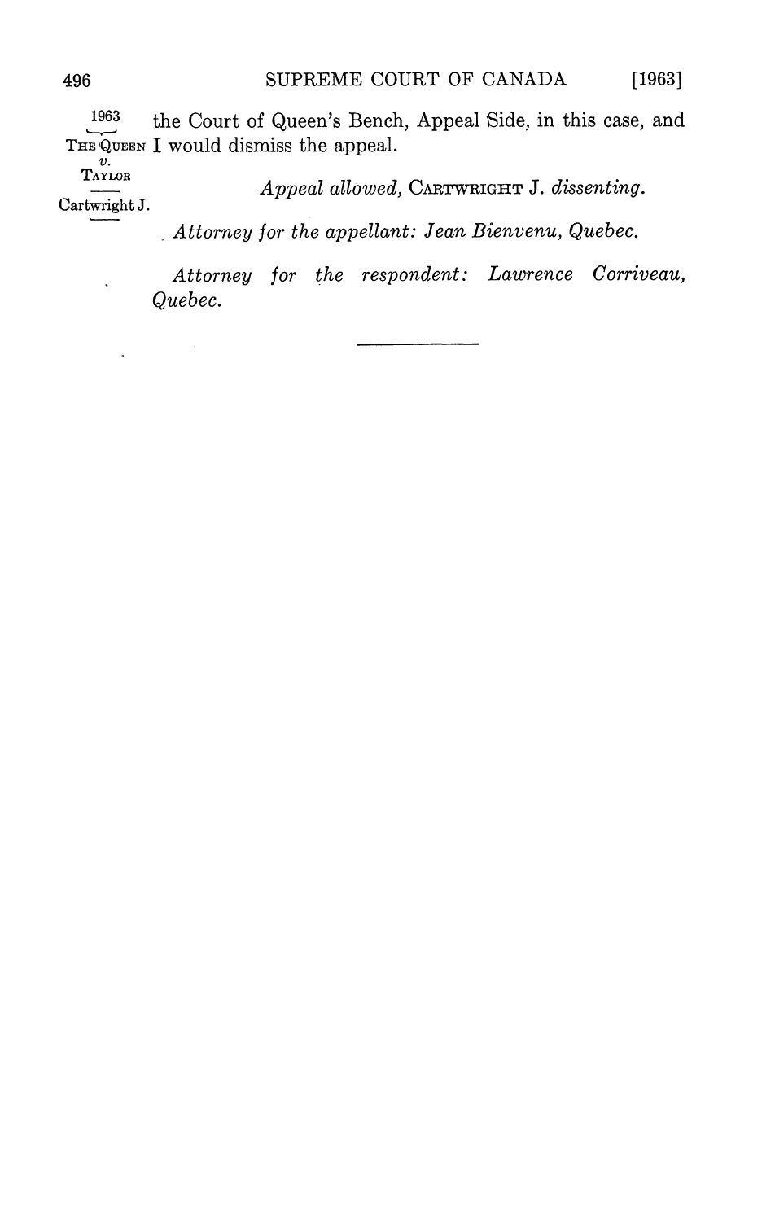the Court of Queen's Bench, Appeal Side, in this case, and I would dismiss the appeal.

*Appeal allowed*, CARTWRIGHT J. *dissenting*.

*Attorney for the appellant: Jean Bienvenu, Quebec.*

*Attorney for the respondent: Lawrence Corriveau, Quebec.*